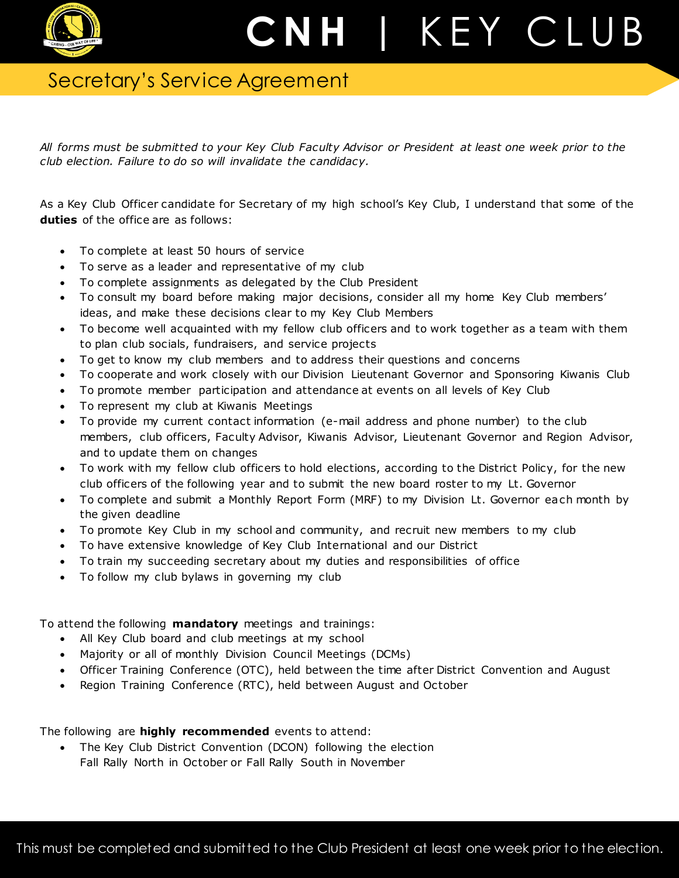# CNH | KEY CLUB

## Secretary's Service Agreement

*All forms must be submitted to your Key Club Faculty Advisor or President at least one week prior to the club election. Failure to do so will invalidate the candidacy.*

As a Key Club Officer candidate for Secretary of my high school's Key Club, I understand that some of the **duties** of the office are as follows:

- To complete at least 50 hours of service
- To serve as a leader and representative of my club
- To complete assignments as delegated by the Club President
- To consult my board before making major decisions, consider all my home Key Club members' ideas, and make these decisions clear to my Key Club Members
- To become well acquainted with my fellow club officers and to work together as a team with them to plan club socials, fundraisers, and service projects
- To get to know my club members and to address their questions and concerns
- To cooperate and work closely with our Division Lieutenant Governor and Sponsoring Kiwanis Club
- To promote member participation and attendance at events on all levels of Key Club
- To represent my club at Kiwanis Meetings
- To provide my current contact information (e-mail address and phone number) to the club members, club officers, Faculty Advisor, Kiwanis Advisor, Lieutenant Governor and Region Advisor, and to update them on changes
- To work with my fellow club officers to hold elections, according to the District Policy, for the new club officers of the following year and to submit the new board roster to my Lt. Governor
- To complete and submit a Monthly Report Form (MRF) to my Division Lt. Governor each month by the given deadline
- To promote Key Club in my school and community, and recruit new members to my club
- To have extensive knowledge of Key Club International and our District
- To train my succeeding secretary about my duties and responsibilities of office
- To follow my club bylaws in governing my club

To attend the following **mandatory** meetings and trainings:

- All Key Club board and club meetings at my school
- Majority or all of monthly Division Council Meetings (DCMs)
- Officer Training Conference (OTC), held between the time after District Convention and August
- Region Training Conference (RTC), held between August and October

The following are **highly recommended** events to attend:

- The Key Club District Convention (DCON) following the election
  Fall Rally North in October or Fall Rally South in November

This must be completed and submitted to the Club President at least one week prior to the election.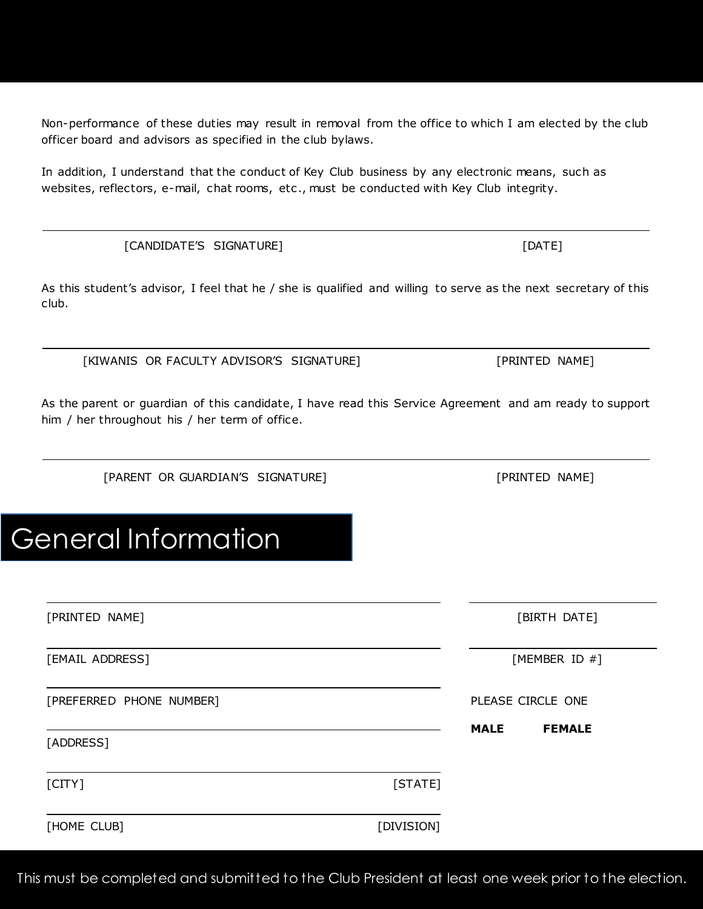Non-performance of these duties may result in removal from the office to which I am elected by the club officer board and advisors as specified in the club bylaws.

In addition, I understand that the conduct of Key Club business by any electronic means, such as websites, reflectors, e-mail, chat rooms, etc., must be conducted with Key Club integrity.

---

[CANDIDATE'S SIGNATURE] [DATE]

As this student's advisor, I feel that he / she is qualified and willing to serve as the next secretary of this club.

---

[KIWANIS OR FACULTY ADVISOR'S SIGNATURE] [PRINTED NAME]

As the parent or guardian of this candidate, I have read this Service Agreement and am ready to support him / her throughout his / her term of office.

---

[PARENT OR GUARDIAN'S SIGNATURE] [PRINTED NAME]

# General Information

---

[PRINTED NAME]

---

[BIRTH DATE]

---

[EMAIL ADDRESS]

---

[MEMBER ID #]

---

[PREFERRED PHONE NUMBER]

PLEASE CIRCLE ONE

**MALE** **FEMALE**

---

[ADDRESS]

---

[CITY] [STATE]

---

[HOME CLUB] [DIVISION]

This must be completed and submitted to the Club President at least one week prior to the election.